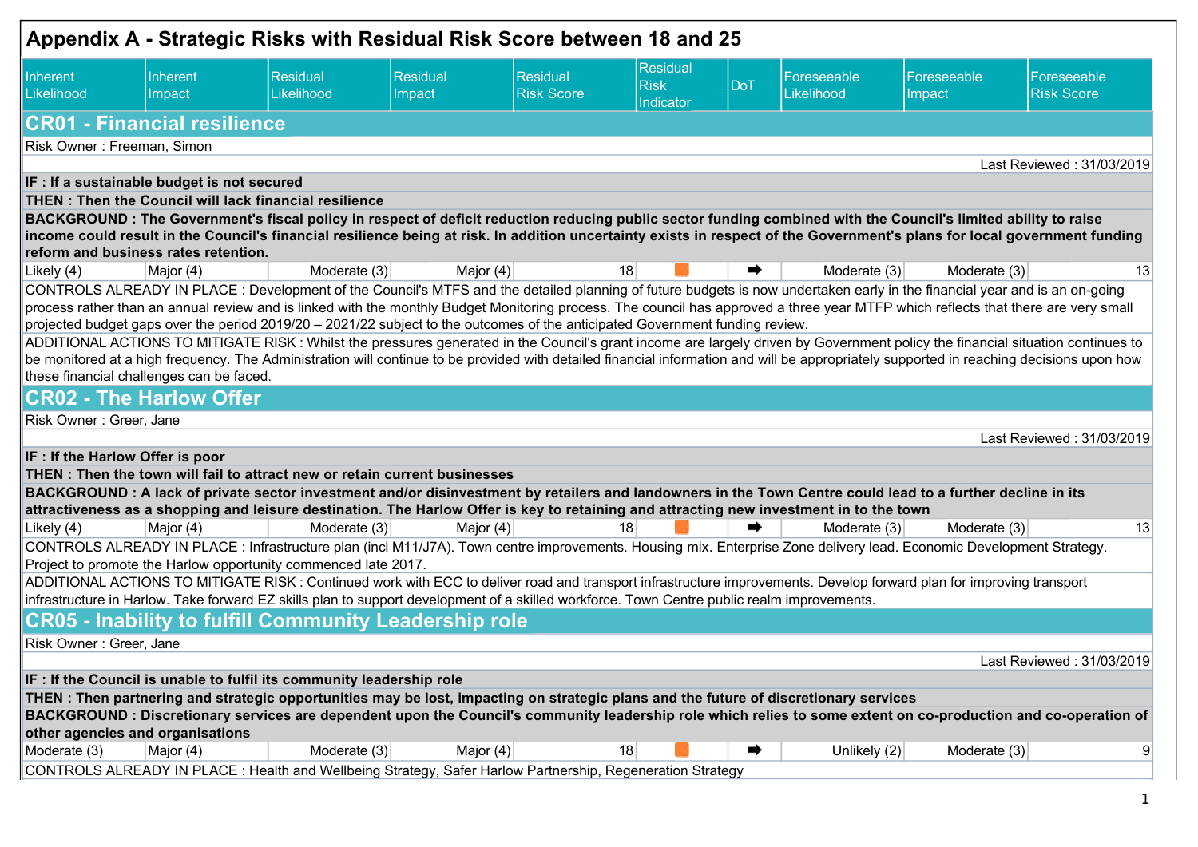# Appendix A - Strategic Risks with Residual Risk Score between 18 and 25

| Inherent Likelihood | Inherent Impact | Residual Likelihood | Residual Impact | Residual Risk Score | Residual Risk Indicator | DoT | Foreseeable Likelihood | Foreseeable Impact | Foreseeable Risk Score |
|---|---|---|---|---|---|---|---|---|---|

## CR01 - Financial resilience

Risk Owner : Freeman, Simon

Last Reviewed : 31/03/2019

**IF : If a sustainable budget is not secured**

**THEN : Then the Council will lack financial resilience**

**BACKGROUND : The Government's fiscal policy in respect of deficit reduction reducing public sector funding combined with the Council's limited ability to raise income could result in the Council's financial resilience being at risk. In addition uncertainty exists in respect of the Government's plans for local government funding reform and business rates retention.**

| Inherent Likelihood | Inherent Impact | Residual Likelihood | Residual Impact | Residual Risk Score | Residual Risk Indicator | DoT | Foreseeable Likelihood | Foreseeable Impact | Foreseeable Risk Score |
|---|---|---|---|---|---|---|---|---|---|
| Likely (4) | Major (4) | Moderate (3) | Major (4) | 18 | | ➡ | Moderate (3) | Moderate (3) | 13 |

CONTROLS ALREADY IN PLACE : Development of the Council's MTFS and the detailed planning of future budgets is now undertaken early in the financial year and is an on-going process rather than an annual review and is linked with the monthly Budget Monitoring process. The council has approved a three year MTFP which reflects that there are very small projected budget gaps over the period 2019/20 – 2021/22 subject to the outcomes of the anticipated Government funding review.

ADDITIONAL ACTIONS TO MITIGATE RISK : Whilst the pressures generated in the Council's grant income are largely driven by Government policy the financial situation continues to be monitored at a high frequency. The Administration will continue to be provided with detailed financial information and will be appropriately supported in reaching decisions upon how these financial challenges can be faced.

## CR02 - The Harlow Offer

Risk Owner : Greer, Jane

Last Reviewed : 31/03/2019

**IF : If the Harlow Offer is poor**

**THEN : Then the town will fail to attract new or retain current businesses**

**BACKGROUND : A lack of private sector investment and/or disinvestment by retailers and landowners in the Town Centre could lead to a further decline in its attractiveness as a shopping and leisure destination. The Harlow Offer is key to retaining and attracting new investment in to the town**

| Inherent Likelihood | Inherent Impact | Residual Likelihood | Residual Impact | Residual Risk Score | Residual Risk Indicator | DoT | Foreseeable Likelihood | Foreseeable Impact | Foreseeable Risk Score |
|---|---|---|---|---|---|---|---|---|---|
| Likely (4) | Major (4) | Moderate (3) | Major (4) | 18 | | ➡ | Moderate (3) | Moderate (3) | 13 |

CONTROLS ALREADY IN PLACE : Infrastructure plan (incl M11/J7A). Town centre improvements. Housing mix. Enterprise Zone delivery lead. Economic Development Strategy. Project to promote the Harlow opportunity commenced late 2017.

ADDITIONAL ACTIONS TO MITIGATE RISK : Continued work with ECC to deliver road and transport infrastructure improvements. Develop forward plan for improving transport infrastructure in Harlow. Take forward EZ skills plan to support development of a skilled workforce. Town Centre public realm improvements.

## CR05 - Inability to fulfill Community Leadership role

Risk Owner : Greer, Jane

Last Reviewed : 31/03/2019

**IF : If the Council is unable to fulfil its community leadership role**

**THEN : Then partnering and strategic opportunities may be lost, impacting on strategic plans and the future of discretionary services**

**BACKGROUND : Discretionary services are dependent upon the Council's community leadership role which relies to some extent on co-production and co-operation of other agencies and organisations**

| Inherent Likelihood | Inherent Impact | Residual Likelihood | Residual Impact | Residual Risk Score | Residual Risk Indicator | DoT | Foreseeable Likelihood | Foreseeable Impact | Foreseeable Risk Score |
|---|---|---|---|---|---|---|---|---|---|
| Moderate (3) | Major (4) | Moderate (3) | Major (4) | 18 | | ➡ | Unlikely (2) | Moderate (3) | 9 |

CONTROLS ALREADY IN PLACE : Health and Wellbeing Strategy, Safer Harlow Partnership, Regeneration Strategy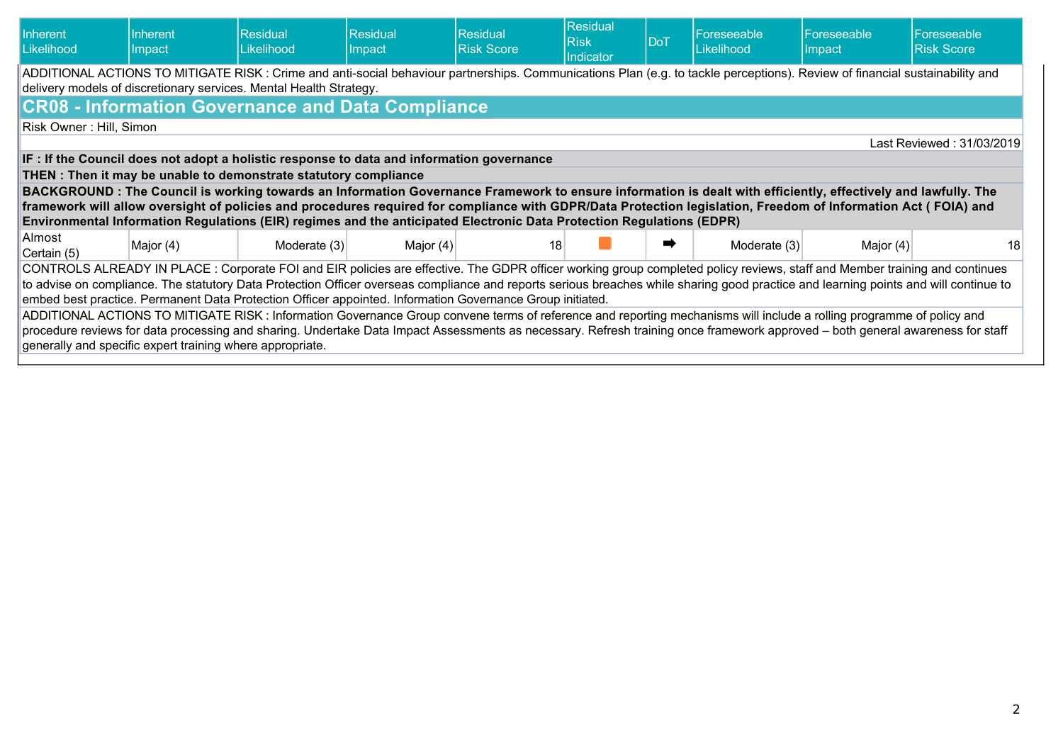| Inherent Likelihood | Inherent Impact | Residual Likelihood | Residual Impact | Residual Risk Score | Residual Risk Indicator | DoT | Foreseeable Likelihood | Foreseeable Impact | Foreseeable Risk Score |
|---|---|---|---|---|---|---|---|---|---|

ADDITIONAL ACTIONS TO MITIGATE RISK : Crime and anti-social behaviour partnerships. Communications Plan (e.g. to tackle perceptions). Review of financial sustainability and delivery models of discretionary services. Mental Health Strategy.

## CR08 - Information Governance and Data Compliance

Risk Owner : Hill, Simon

Last Reviewed : 31/03/2019

**IF : If the Council does not adopt a holistic response to data and information governance**

**THEN : Then it may be unable to demonstrate statutory compliance**

**BACKGROUND : The Council is working towards an Information Governance Framework to ensure information is dealt with efficiently, effectively and lawfully. The framework will allow oversight of policies and procedures required for compliance with GDPR/Data Protection legislation, Freedom of Information Act ( FOIA) and Environmental Information Regulations (EIR) regimes and the anticipated Electronic Data Protection Regulations (EDPR)**

| Inherent Likelihood | Inherent Impact | Residual Likelihood | Residual Impact | Residual Risk Score | Residual Risk Indicator | DoT | Foreseeable Likelihood | Foreseeable Impact | Foreseeable Risk Score |
|---|---|---|---|---|---|---|---|---|---|
| Almost Certain (5) | Major (4) | Moderate (3) | Major (4) | 18 | ■ | ➡ | Moderate (3) | Major (4) | 18 |

CONTROLS ALREADY IN PLACE : Corporate FOI and EIR policies are effective. The GDPR officer working group completed policy reviews, staff and Member training and continues to advise on compliance. The statutory Data Protection Officer overseas compliance and reports serious breaches while sharing good practice and learning points and will continue to embed best practice. Permanent Data Protection Officer appointed. Information Governance Group initiated.

ADDITIONAL ACTIONS TO MITIGATE RISK : Information Governance Group convene terms of reference and reporting mechanisms will include a rolling programme of policy and procedure reviews for data processing and sharing. Undertake Data Impact Assessments as necessary. Refresh training once framework approved – both general awareness for staff generally and specific expert training where appropriate.